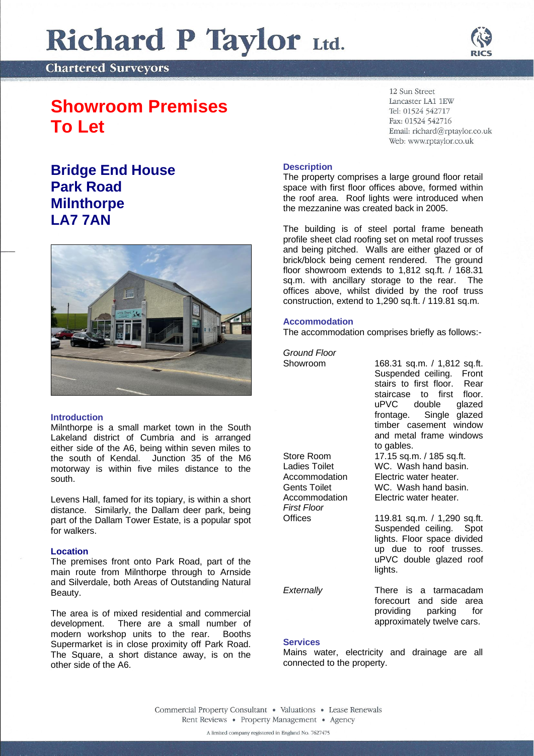# Richard P Taylor Ltd.

Chartered Surveyors

## Showroom Premises To Let

12 Sun Street
Lancaster LA1 1EW
Tel: 01524 542717
Fax: 01524 542716
Email: richard@rptaylor.co.uk
Web: www.rptaylor.co.uk

## Bridge End House
## Park Road
## Milnthorpe
## LA7 7AN

### Introduction

Milnthorpe is a small market town in the South Lakeland district of Cumbria and is arranged either side of the A6, being within seven miles to the south of Kendal. Junction 35 of the M6 motorway is within five miles distance to the south.

Levens Hall, famed for its topiary, is within a short distance. Similarly, the Dallam deer park, being part of the Dallam Tower Estate, is a popular spot for walkers.

### Location

The premises front onto Park Road, part of the main route from Milnthorpe through to Arnside and Silverdale, both Areas of Outstanding Natural Beauty.

The area is of mixed residential and commercial development. There are a small number of modern workshop units to the rear. Booths Supermarket is in close proximity off Park Road. The Square, a short distance away, is on the other side of the A6.

### Description

The property comprises a large ground floor retail space with first floor offices above, formed within the roof area. Roof lights were introduced when the mezzanine was created back in 2005.

The building is of steel portal frame beneath profile sheet clad roofing set on metal roof trusses and being pitched. Walls are either glazed or of brick/block being cement rendered. The ground floor showroom extends to 1,812 sq.ft. / 168.31 sq.m. with ancillary storage to the rear. The offices above, whilst divided by the roof truss construction, extend to 1,290 sq.ft. / 119.81 sq.m.

### Accommodation

The accommodation comprises briefly as follows:-

*Ground Floor*

| | |
|---|---|
| Showroom | 168.31 sq.m. / 1,812 sq.ft. Suspended ceiling. Front stairs to first floor. Rear staircase to first floor. uPVC double glazed frontage. Single glazed timber casement window and metal frame windows to gables. |
| Store Room | 17.15 sq.m. / 185 sq.ft. |
| Ladies Toilet Accommodation | WC. Wash hand basin. Electric water heater. |
| Gents Toilet Accommodation | WC. Wash hand basin. Electric water heater. |
| *First Floor* | |
| Offices | 119.81 sq.m. / 1,290 sq.ft. Suspended ceiling. Spot lights. Floor space divided up due to roof trusses. uPVC double glazed roof lights. |
| *Externally* | There is a tarmacadam forecourt and side area providing parking for approximately twelve cars. |

### Services

Mains water, electricity and drainage are all connected to the property.

Commercial Property Consultant • Valuations • Lease Renewals
Rent Reviews • Property Management • Agency

A limited company registered in England No. 7627475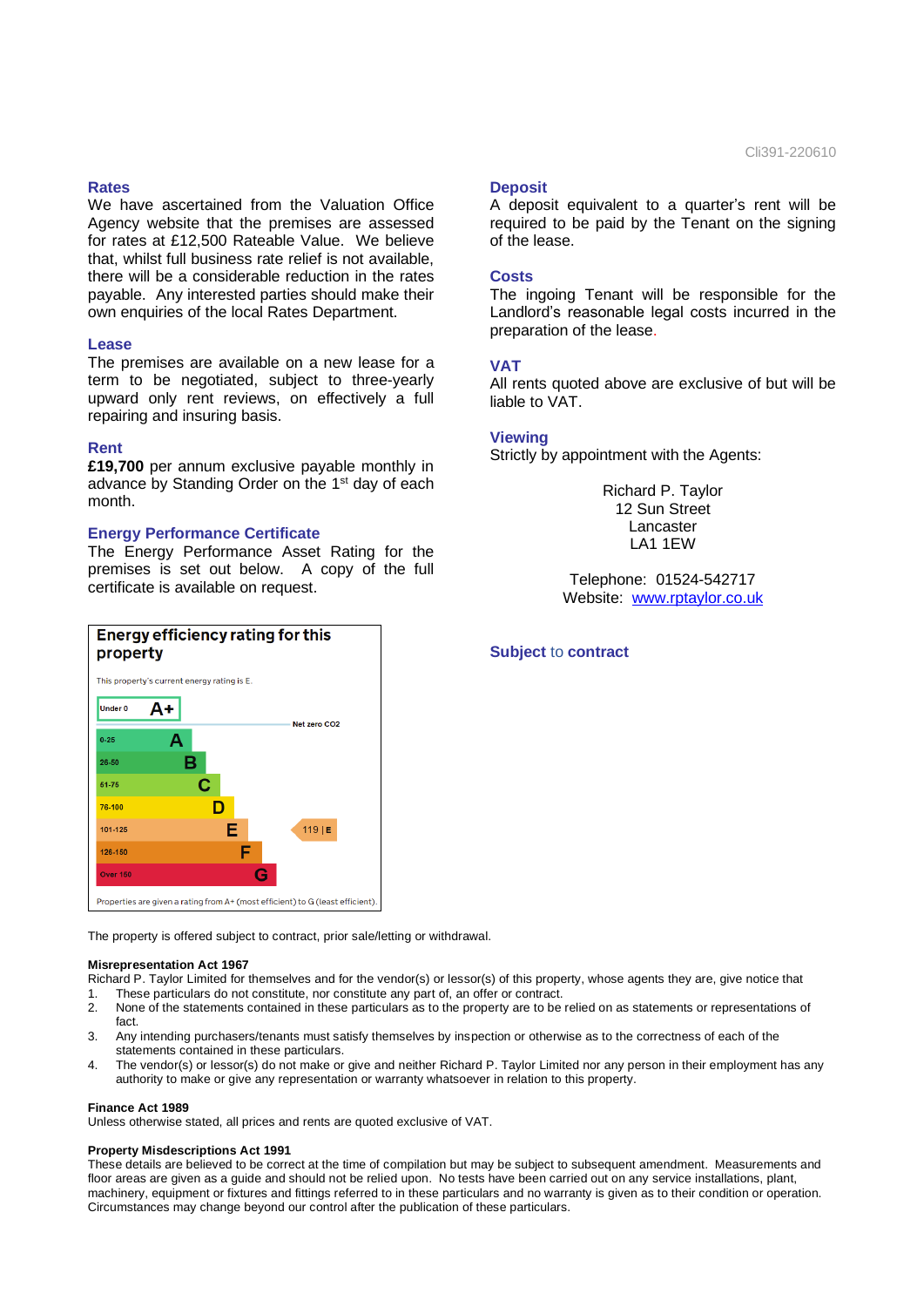Cli391-220610

## Rates

We have ascertained from the Valuation Office Agency website that the premises are assessed for rates at £12,500 Rateable Value. We believe that, whilst full business rate relief is not available, there will be a considerable reduction in the rates payable. Any interested parties should make their own enquiries of the local Rates Department.

## Lease

The premises are available on a new lease for a term to be negotiated, subject to three-yearly upward only rent reviews, on effectively a full repairing and insuring basis.

## Rent

**£19,700** per annum exclusive payable monthly in advance by Standing Order on the 1st day of each month.

## Energy Performance Certificate

The Energy Performance Asset Rating for the premises is set out below. A copy of the full certificate is available on request.

**Energy efficiency rating for this property**

This property's current energy rating is E.

Under 0 A+

Net zero CO2

0-25 A

26-50 B

51-75 C

76-100 D

101-125 E

126-150 F

Over 150 G

119 | E

Properties are given a rating from A+ (most efficient) to G (least efficient).

## Deposit

A deposit equivalent to a quarter's rent will be required to be paid by the Tenant on the signing of the lease.

## Costs

The ingoing Tenant will be responsible for the Landlord's reasonable legal costs incurred in the preparation of the lease.

## VAT

All rents quoted above are exclusive of but will be liable to VAT.

## Viewing

Strictly by appointment with the Agents:

Richard P. Taylor
12 Sun Street
Lancaster
LA1 1EW

Telephone: 01524-542717
Website: www.rptaylor.co.uk

**Subject to contract**

The property is offered subject to contract, prior sale/letting or withdrawal.

**Misrepresentation Act 1967**

Richard P. Taylor Limited for themselves and for the vendor(s) or lessor(s) of this property, whose agents they are, give notice that

1. These particulars do not constitute, nor constitute any part of, an offer or contract.
2. None of the statements contained in these particulars as to the property are to be relied on as statements or representations of fact.
3. Any intending purchasers/tenants must satisfy themselves by inspection or otherwise as to the correctness of each of the statements contained in these particulars.
4. The vendor(s) or lessor(s) do not make or give and neither Richard P. Taylor Limited nor any person in their employment has any authority to make or give any representation or warranty whatsoever in relation to this property.

**Finance Act 1989**

Unless otherwise stated, all prices and rents are quoted exclusive of VAT.

**Property Misdescriptions Act 1991**

These details are believed to be correct at the time of compilation but may be subject to subsequent amendment. Measurements and floor areas are given as a guide and should not be relied upon. No tests have been carried out on any service installations, plant, machinery, equipment or fixtures and fittings referred to in these particulars and no warranty is given as to their condition or operation. Circumstances may change beyond our control after the publication of these particulars.